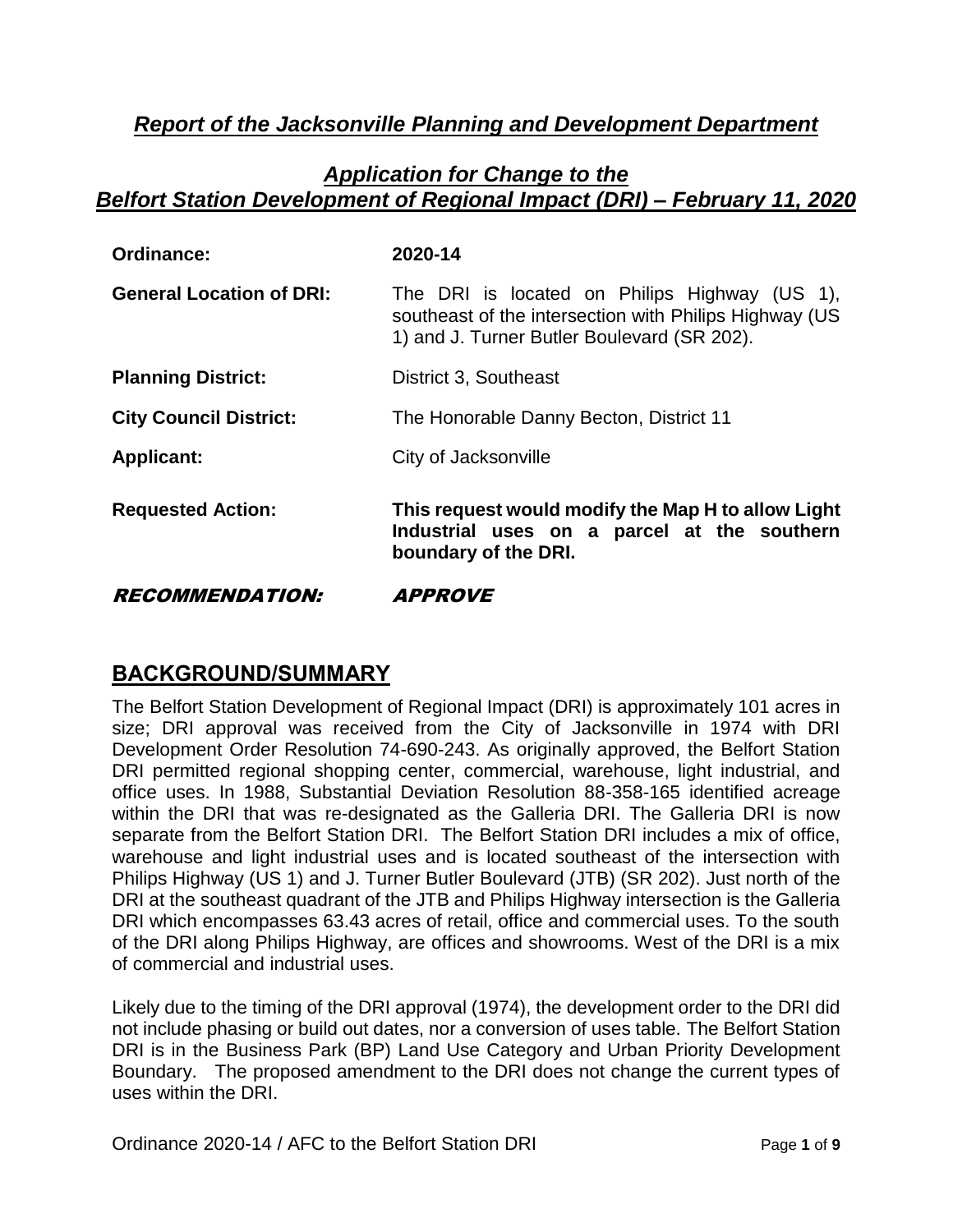## *Report of the Jacksonville Planning and Development Department*

## *Application for Change to the Belfort Station Development of Regional Impact (DRI) – February 11, 2020*

| | |
|---|---|
| **Ordinance:** | **2020-14** |
| **General Location of DRI:** | The DRI is located on Philips Highway (US 1), southeast of the intersection with Philips Highway (US 1) and J. Turner Butler Boulevard (SR 202). |
| **Planning District:** | District 3, Southeast |
| **City Council District:** | The Honorable Danny Becton, District 11 |
| **Applicant:** | City of Jacksonville |
| **Requested Action:** | **This request would modify the Map H to allow Light Industrial uses on a parcel at the southern boundary of the DRI.** |
| **RECOMMENDATION:** | **APPROVE** |

## BACKGROUND/SUMMARY

The Belfort Station Development of Regional Impact (DRI) is approximately 101 acres in size; DRI approval was received from the City of Jacksonville in 1974 with DRI Development Order Resolution 74-690-243. As originally approved, the Belfort Station DRI permitted regional shopping center, commercial, warehouse, light industrial, and office uses. In 1988, Substantial Deviation Resolution 88-358-165 identified acreage within the DRI that was re-designated as the Galleria DRI. The Galleria DRI is now separate from the Belfort Station DRI. The Belfort Station DRI includes a mix of office, warehouse and light industrial uses and is located southeast of the intersection with Philips Highway (US 1) and J. Turner Butler Boulevard (JTB) (SR 202). Just north of the DRI at the southeast quadrant of the JTB and Philips Highway intersection is the Galleria DRI which encompasses 63.43 acres of retail, office and commercial uses. To the south of the DRI along Philips Highway, are offices and showrooms. West of the DRI is a mix of commercial and industrial uses.

Likely due to the timing of the DRI approval (1974), the development order to the DRI did not include phasing or build out dates, nor a conversion of uses table. The Belfort Station DRI is in the Business Park (BP) Land Use Category and Urban Priority Development Boundary. The proposed amendment to the DRI does not change the current types of uses within the DRI.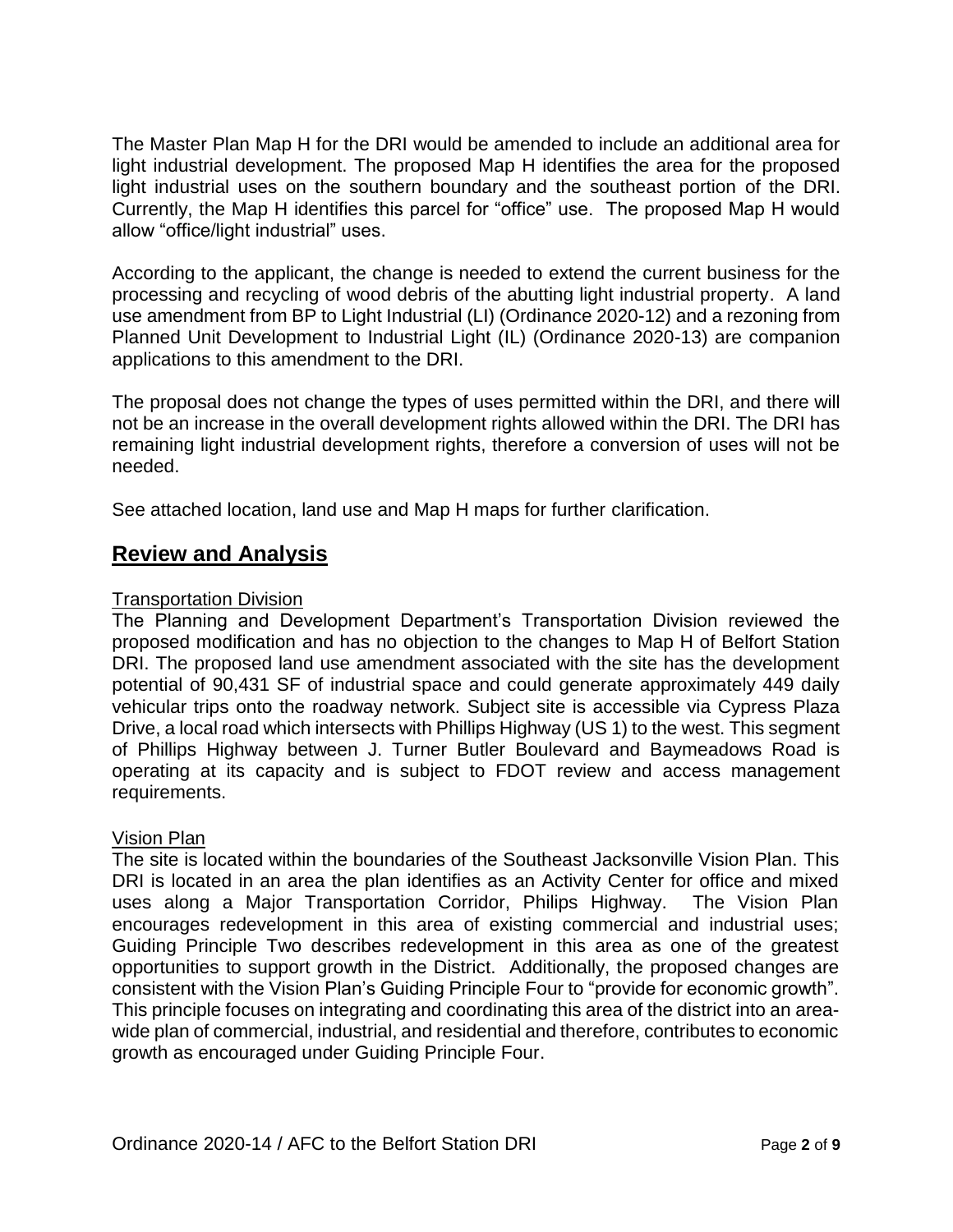The Master Plan Map H for the DRI would be amended to include an additional area for light industrial development. The proposed Map H identifies the area for the proposed light industrial uses on the southern boundary and the southeast portion of the DRI. Currently, the Map H identifies this parcel for "office" use. The proposed Map H would allow "office/light industrial" uses.

According to the applicant, the change is needed to extend the current business for the processing and recycling of wood debris of the abutting light industrial property. A land use amendment from BP to Light Industrial (LI) (Ordinance 2020-12) and a rezoning from Planned Unit Development to Industrial Light (IL) (Ordinance 2020-13) are companion applications to this amendment to the DRI.

The proposal does not change the types of uses permitted within the DRI, and there will not be an increase in the overall development rights allowed within the DRI. The DRI has remaining light industrial development rights, therefore a conversion of uses will not be needed.

See attached location, land use and Map H maps for further clarification.

## Review and Analysis

Transportation Division

The Planning and Development Department's Transportation Division reviewed the proposed modification and has no objection to the changes to Map H of Belfort Station DRI. The proposed land use amendment associated with the site has the development potential of 90,431 SF of industrial space and could generate approximately 449 daily vehicular trips onto the roadway network. Subject site is accessible via Cypress Plaza Drive, a local road which intersects with Phillips Highway (US 1) to the west. This segment of Phillips Highway between J. Turner Butler Boulevard and Baymeadows Road is operating at its capacity and is subject to FDOT review and access management requirements.

Vision Plan

The site is located within the boundaries of the Southeast Jacksonville Vision Plan. This DRI is located in an area the plan identifies as an Activity Center for office and mixed uses along a Major Transportation Corridor, Philips Highway. The Vision Plan encourages redevelopment in this area of existing commercial and industrial uses; Guiding Principle Two describes redevelopment in this area as one of the greatest opportunities to support growth in the District. Additionally, the proposed changes are consistent with the Vision Plan's Guiding Principle Four to "provide for economic growth". This principle focuses on integrating and coordinating this area of the district into an area-wide plan of commercial, industrial, and residential and therefore, contributes to economic growth as encouraged under Guiding Principle Four.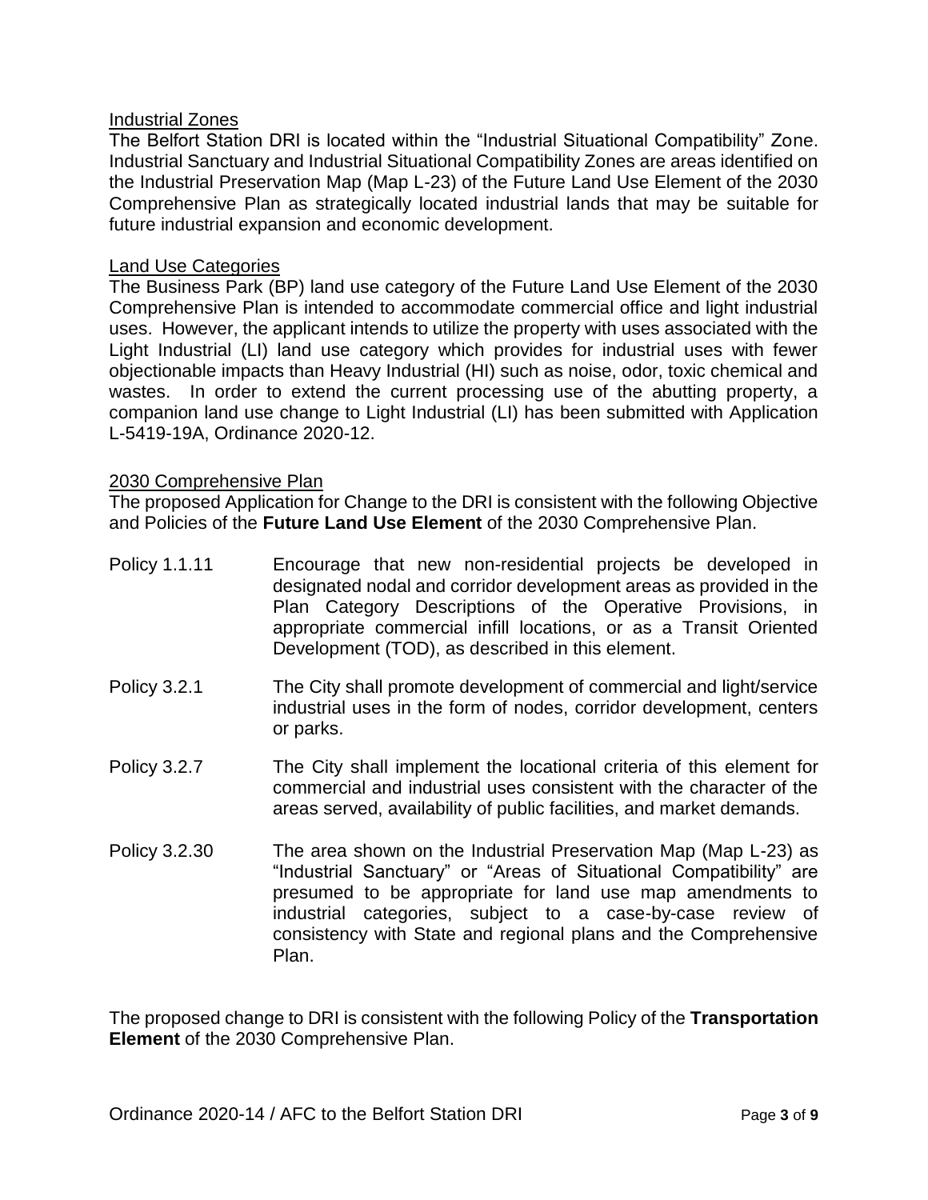## Industrial Zones

The Belfort Station DRI is located within the "Industrial Situational Compatibility" Zone. Industrial Sanctuary and Industrial Situational Compatibility Zones are areas identified on the Industrial Preservation Map (Map L-23) of the Future Land Use Element of the 2030 Comprehensive Plan as strategically located industrial lands that may be suitable for future industrial expansion and economic development.

## Land Use Categories

The Business Park (BP) land use category of the Future Land Use Element of the 2030 Comprehensive Plan is intended to accommodate commercial office and light industrial uses. However, the applicant intends to utilize the property with uses associated with the Light Industrial (LI) land use category which provides for industrial uses with fewer objectionable impacts than Heavy Industrial (HI) such as noise, odor, toxic chemical and wastes. In order to extend the current processing use of the abutting property, a companion land use change to Light Industrial (LI) has been submitted with Application L-5419-19A, Ordinance 2020-12.

## 2030 Comprehensive Plan

The proposed Application for Change to the DRI is consistent with the following Objective and Policies of the **Future Land Use Element** of the 2030 Comprehensive Plan.

Policy 1.1.11 — Encourage that new non-residential projects be developed in designated nodal and corridor development areas as provided in the Plan Category Descriptions of the Operative Provisions, in appropriate commercial infill locations, or as a Transit Oriented Development (TOD), as described in this element.

Policy 3.2.1 — The City shall promote development of commercial and light/service industrial uses in the form of nodes, corridor development, centers or parks.

Policy 3.2.7 — The City shall implement the locational criteria of this element for commercial and industrial uses consistent with the character of the areas served, availability of public facilities, and market demands.

Policy 3.2.30 — The area shown on the Industrial Preservation Map (Map L-23) as "Industrial Sanctuary" or "Areas of Situational Compatibility" are presumed to be appropriate for land use map amendments to industrial categories, subject to a case-by-case review of consistency with State and regional plans and the Comprehensive Plan.

The proposed change to DRI is consistent with the following Policy of the **Transportation Element** of the 2030 Comprehensive Plan.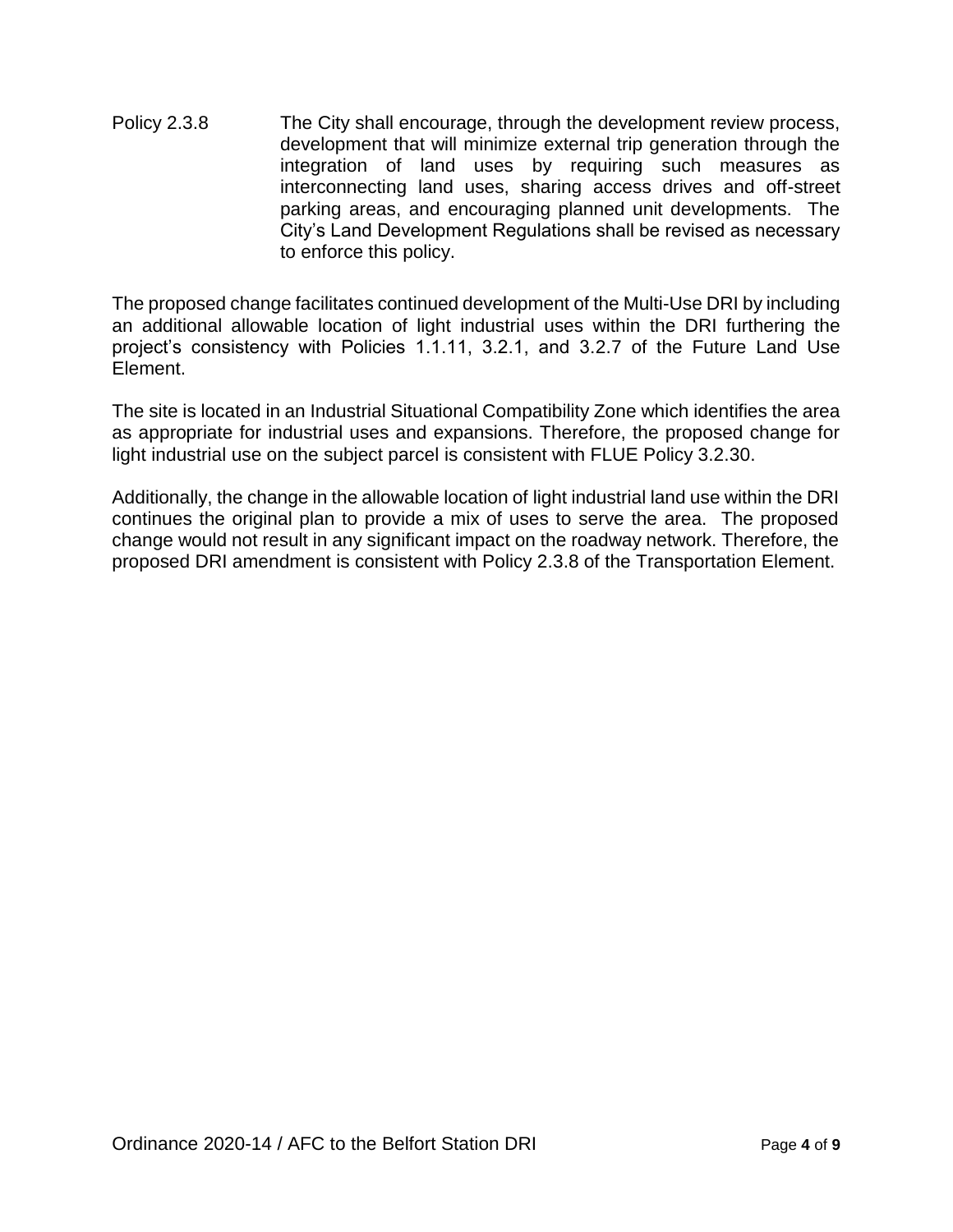Policy 2.3.8 The City shall encourage, through the development review process, development that will minimize external trip generation through the integration of land uses by requiring such measures as interconnecting land uses, sharing access drives and off-street parking areas, and encouraging planned unit developments. The City's Land Development Regulations shall be revised as necessary to enforce this policy.

The proposed change facilitates continued development of the Multi-Use DRI by including an additional allowable location of light industrial uses within the DRI furthering the project's consistency with Policies 1.1.11, 3.2.1, and 3.2.7 of the Future Land Use Element.

The site is located in an Industrial Situational Compatibility Zone which identifies the area as appropriate for industrial uses and expansions. Therefore, the proposed change for light industrial use on the subject parcel is consistent with FLUE Policy 3.2.30.

Additionally, the change in the allowable location of light industrial land use within the DRI continues the original plan to provide a mix of uses to serve the area. The proposed change would not result in any significant impact on the roadway network. Therefore, the proposed DRI amendment is consistent with Policy 2.3.8 of the Transportation Element.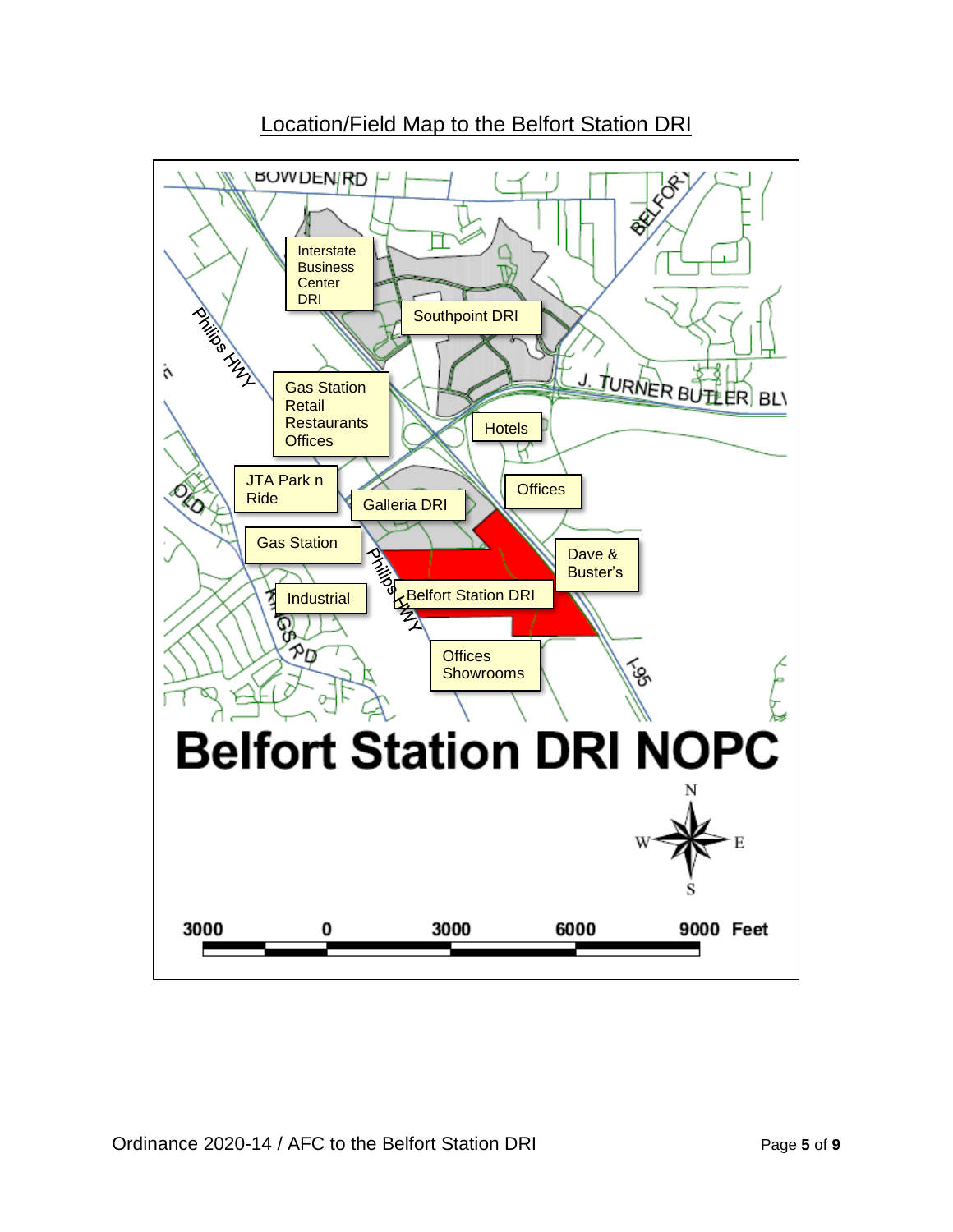## Location/Field Map to the Belfort Station DRI

BOWDEN RD

BELFORT

Interstate Business Center DRI

Southpoint DRI

Philips HWY

J. TURNER BUTLER BLV

Gas Station
Retail
Restaurants
Offices

Hotels

JTA Park n Ride

Galleria DRI

Offices

OLD

Gas Station

Dave & Buster's

Philips HWY

Industrial

Belfort Station DRI

KINGS RD

Offices
Showrooms

I-95

# Belfort Station DRI NOPC

N
W E
S

3000 0 3000 6000 9000 Feet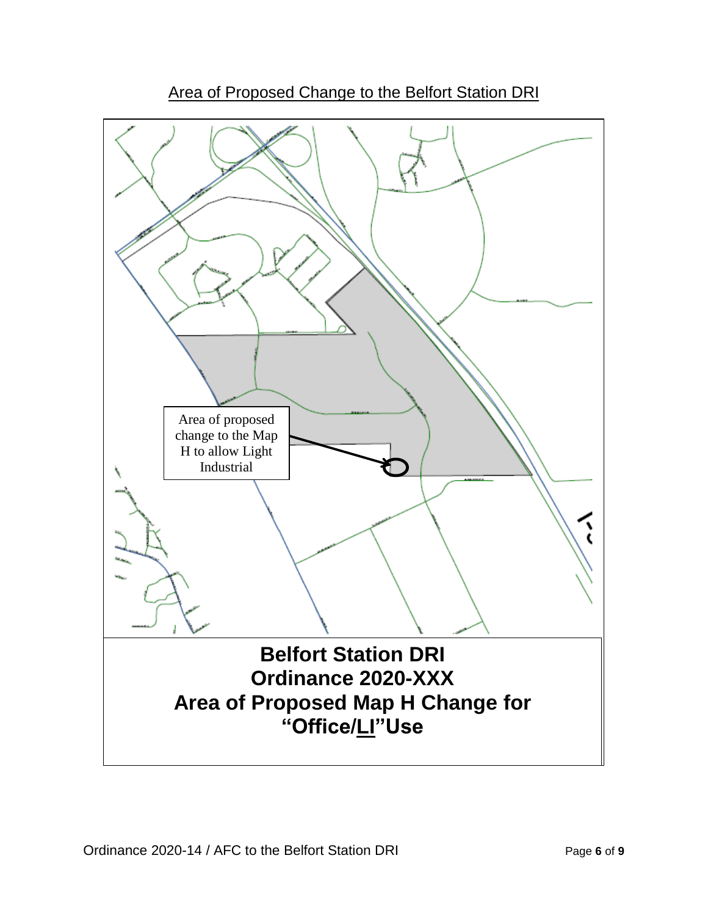Area of Proposed Change to the Belfort Station DRI

Area of proposed change to the Map H to allow Light Industrial

**Belfort Station DRI**
**Ordinance 2020-XXX**
**Area of Proposed Map H Change for**
**"Office/LI"Use**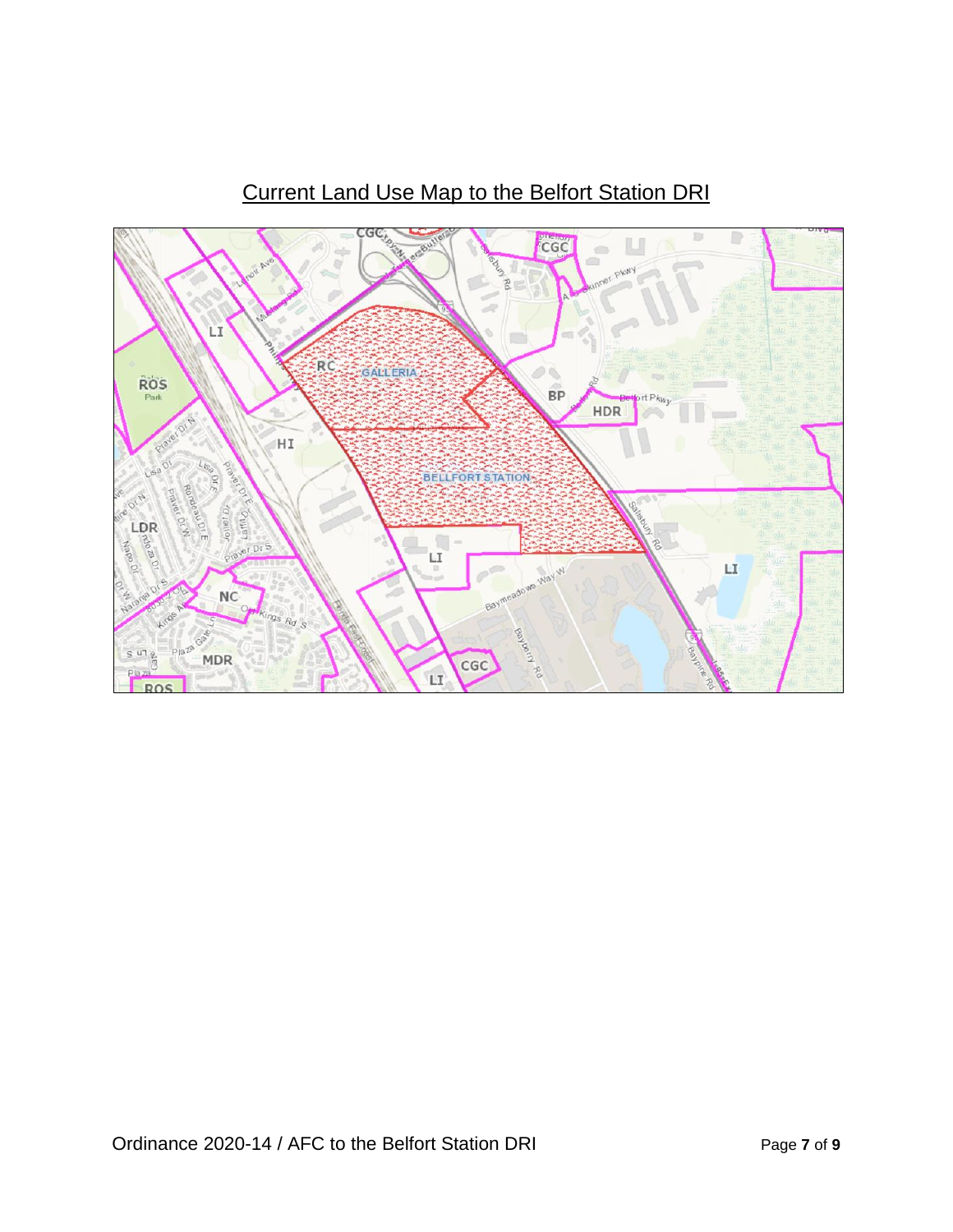Current Land Use Map to the Belfort Station DRI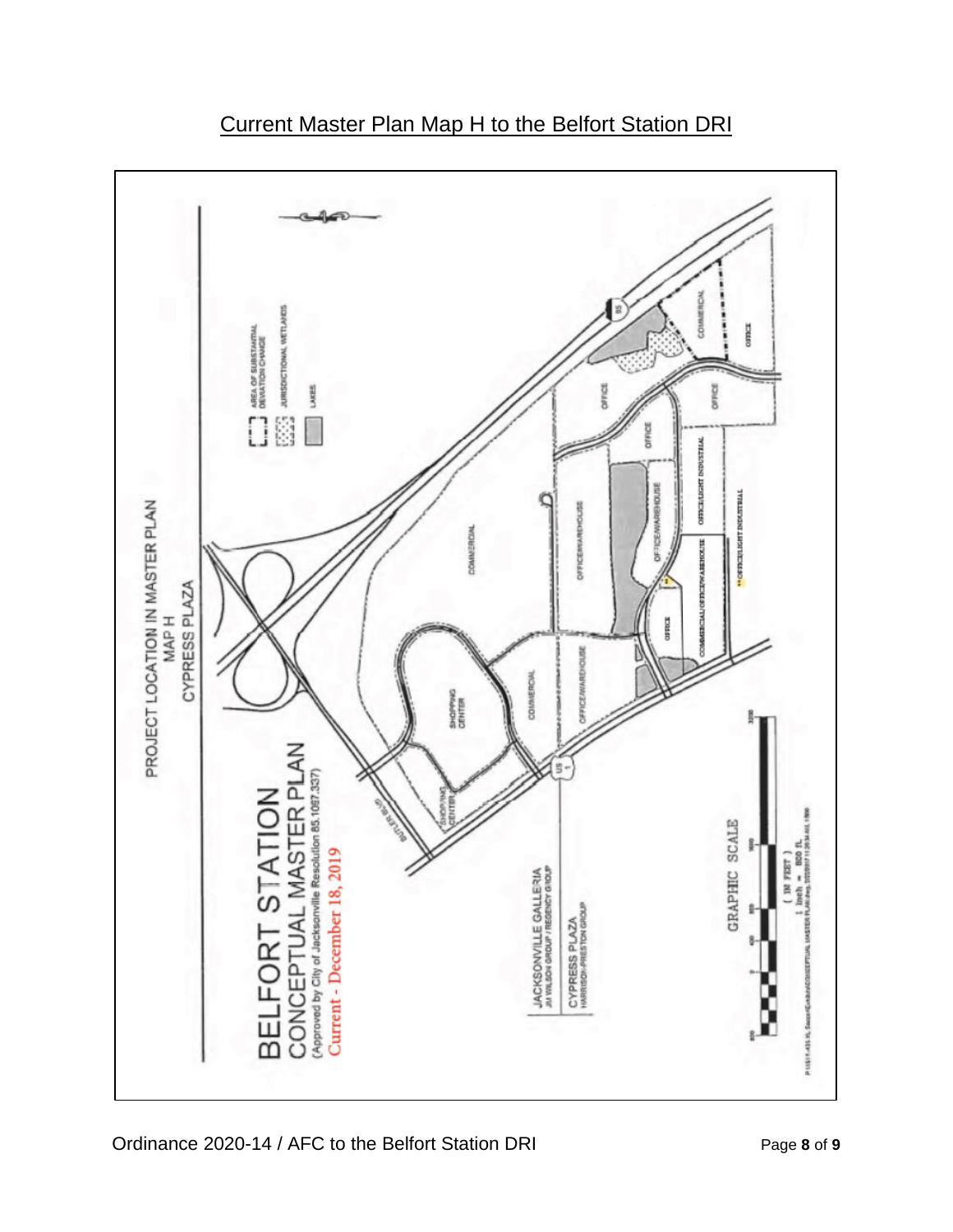# Current Master Plan Map H to the Belfort Station DRI

BELFORT STATION
CONCEPTUAL MASTER PLAN
(Approved by City of Jacksonville Resolution 85.1097.337)
Current - December 18, 2019

PROJECT LOCATION IN MASTER PLAN
MAP H
CYPRESS PLAZA

AREA OF SUBSTANTIAL DEVIATION CHANGE

JURISDICTIONAL WETLANDS

LAKES

COMMERCIAL

OFFICE

OFFICE

OFFICE

OFFICE

OFFICE/WAREHOUSE

OFFICE/WAREHOUSE

OFFICE/LIGHT INDUSTRIAL

OFFICE/LIGHT INDUSTRIAL

COMMERCIAL/OFFICE/WAREHOUSE

OFFICE

COMMERCIAL

SHOPPING CENTER

COMMERCIAL

OFFICE/WAREHOUSE

SHOPPING CENTER

BUTLER BLVD

US 1

95

JACKSONVILLE GALLERIA
JW WILSON GROUP / REGENCY GROUP

CYPRESS PLAZA
HARRISON-PRESTON GROUP

GRAPHIC SCALE
( IN FEET )
1 inch = 800 ft.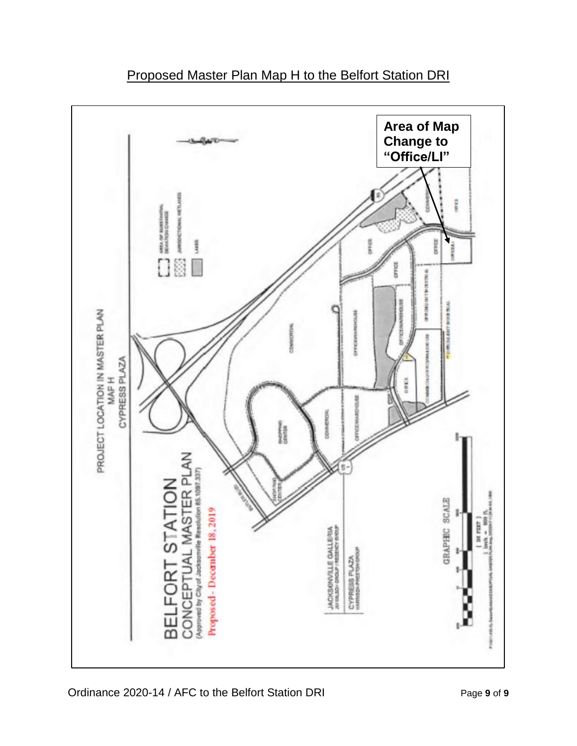Proposed Master Plan Map H to the Belfort Station DRI

**Area of Map Change to "Office/LI"**

BELFORT STATION
CONCEPTUAL MASTER PLAN
(Approved by City of Jacksonville Resolution 85-1097-337)
Proposed - December 18, 2019

PROJECT LOCATION IN MASTER PLAN
MAP H
CYPRESS PLAZA

AREA OF SUBSTANTIAL DEVIATION CHANGE
JURISDICTIONAL WETLANDS
LAKES

OFFICE
COMMERCIAL
SHOPPING CENTER
OFFICE/WAREHOUSE
OFFICE/LIGHT INDUSTRIAL
LIGHT INDUSTRIAL
COMMERCIAL/OFFICE/WAREHOUSE

JACKSONVILLE GALLERIA
CYPRESS PLAZA

US 1
I-95

GRAPHIC SCALE
( IN FEET )
1 inch = 800 ft.